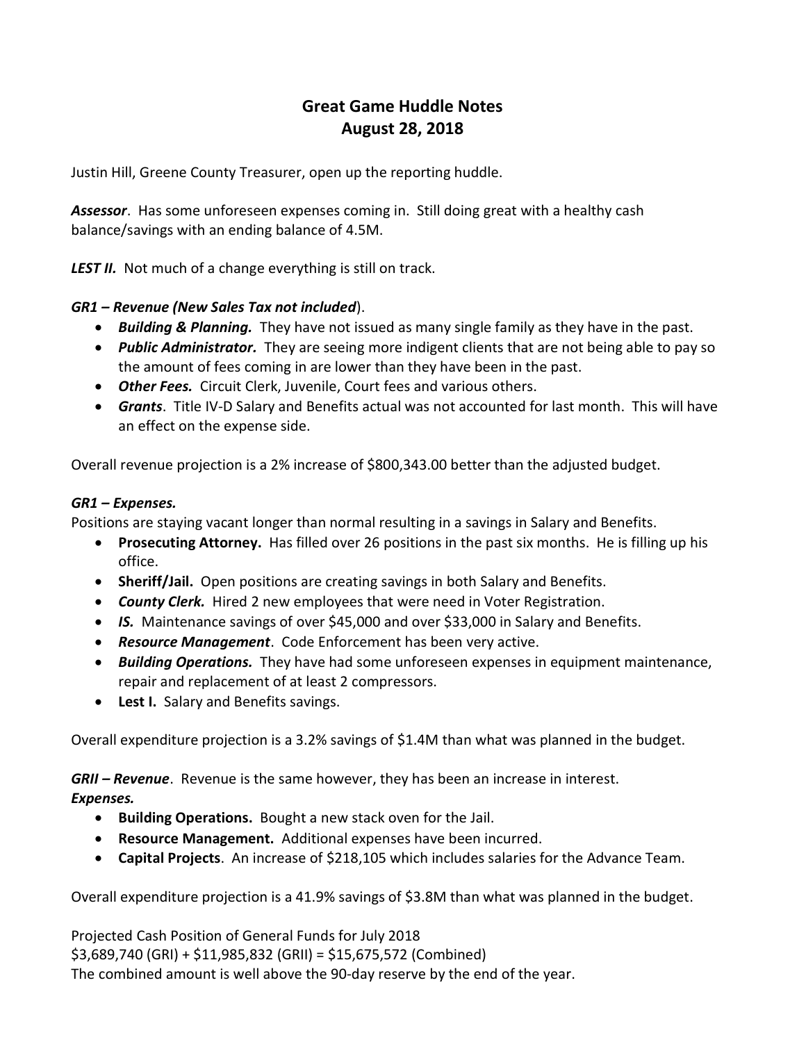# Great Game Huddle Notes
## August 28, 2018

Justin Hill, Greene County Treasurer, open up the reporting huddle.

***Assessor***. Has some unforeseen expenses coming in. Still doing great with a healthy cash balance/savings with an ending balance of 4.5M.

***LEST II.*** Not much of a change everything is still on track.

***GR1 – Revenue (New Sales Tax not included***).

- ***Building & Planning.*** They have not issued as many single family as they have in the past.
- ***Public Administrator.*** They are seeing more indigent clients that are not being able to pay so the amount of fees coming in are lower than they have been in the past.
- ***Other Fees.*** Circuit Clerk, Juvenile, Court fees and various others.
- ***Grants***. Title IV-D Salary and Benefits actual was not accounted for last month. This will have an effect on the expense side.

Overall revenue projection is a 2% increase of $800,343.00 better than the adjusted budget.

***GR1 – Expenses.***

Positions are staying vacant longer than normal resulting in a savings in Salary and Benefits.

- **Prosecuting Attorney.** Has filled over 26 positions in the past six months. He is filling up his office.
- **Sheriff/Jail.** Open positions are creating savings in both Salary and Benefits.
- ***County Clerk.*** Hired 2 new employees that were need in Voter Registration.
- ***IS.*** Maintenance savings of over $45,000 and over $33,000 in Salary and Benefits.
- ***Resource Management***. Code Enforcement has been very active.
- ***Building Operations.*** They have had some unforeseen expenses in equipment maintenance, repair and replacement of at least 2 compressors.
- **Lest I.** Salary and Benefits savings.

Overall expenditure projection is a 3.2% savings of $1.4M than what was planned in the budget.

***GRII – Revenue***. Revenue is the same however, they has been an increase in interest.
***Expenses.***

- **Building Operations.** Bought a new stack oven for the Jail.
- **Resource Management.** Additional expenses have been incurred.
- **Capital Projects**. An increase of $218,105 which includes salaries for the Advance Team.

Overall expenditure projection is a 41.9% savings of $3.8M than what was planned in the budget.

Projected Cash Position of General Funds for July 2018
$3,689,740 (GRI) + $11,985,832 (GRII) = $15,675,572 (Combined)
The combined amount is well above the 90-day reserve by the end of the year.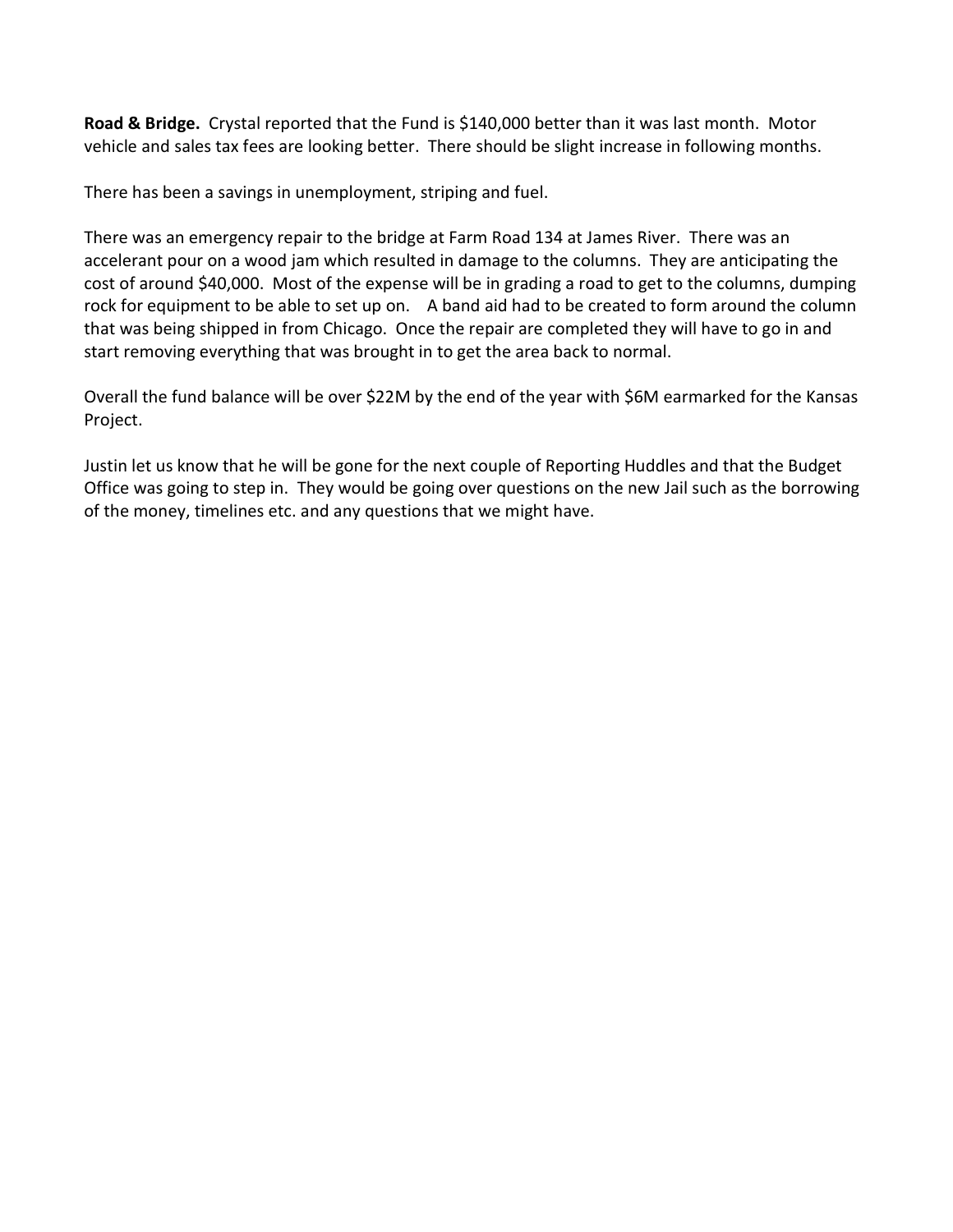**Road & Bridge.** Crystal reported that the Fund is $140,000 better than it was last month. Motor vehicle and sales tax fees are looking better. There should be slight increase in following months.

There has been a savings in unemployment, striping and fuel.

There was an emergency repair to the bridge at Farm Road 134 at James River. There was an accelerant pour on a wood jam which resulted in damage to the columns. They are anticipating the cost of around $40,000. Most of the expense will be in grading a road to get to the columns, dumping rock for equipment to be able to set up on. A band aid had to be created to form around the column that was being shipped in from Chicago. Once the repair are completed they will have to go in and start removing everything that was brought in to get the area back to normal.

Overall the fund balance will be over $22M by the end of the year with $6M earmarked for the Kansas Project.

Justin let us know that he will be gone for the next couple of Reporting Huddles and that the Budget Office was going to step in. They would be going over questions on the new Jail such as the borrowing of the money, timelines etc. and any questions that we might have.